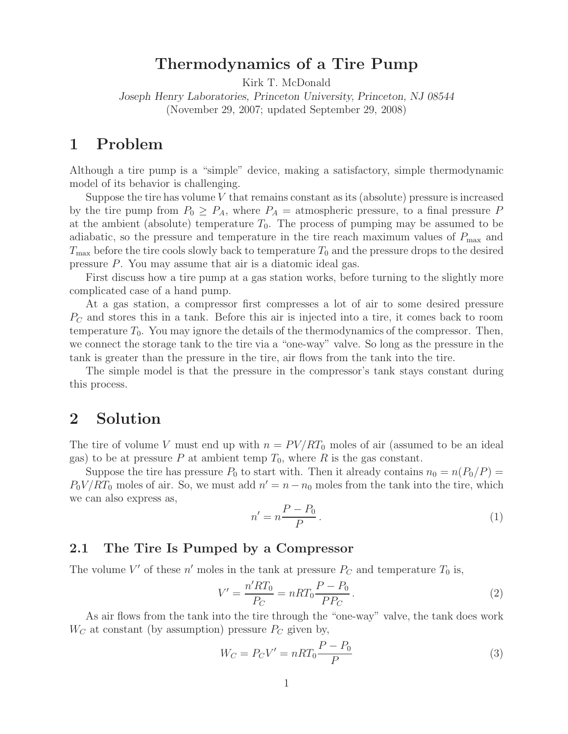# Thermodynamics of a Tire Pump

Kirk T. McDonald

*Joseph Henry Laboratories, Princeton University, Princeton, NJ 08544*

(November 29, 2007; updated September 29, 2008)

## 1 Problem

Although a tire pump is a "simple" device, making a satisfactory, simple thermodynamic model of its behavior is challenging.

Suppose the tire has volume $V$ that remains constant as its (absolute) pressure is increased by the tire pump from $P_0 \geq P_A$, where $P_A$ = atmospheric pressure, to a final pressure $P$ at the ambient (absolute) temperature $T_0$. The process of pumping may be assumed to be adiabatic, so the pressure and temperature in the tire reach maximum values of $P_{\rm max}$ and $T_{\rm max}$ before the tire cools slowly back to temperature $T_0$ and the pressure drops to the desired pressure $P$. You may assume that air is a diatomic ideal gas.

First discuss how a tire pump at a gas station works, before turning to the slightly more complicated case of a hand pump.

At a gas station, a compressor first compresses a lot of air to some desired pressure $P_C$ and stores this in a tank. Before this air is injected into a tire, it comes back to room temperature $T_0$. You may ignore the details of the thermodynamics of the compressor. Then, we connect the storage tank to the tire via a "one-way" valve. So long as the pressure in the tank is greater than the pressure in the tire, air flows from the tank into the tire.

The simple model is that the pressure in the compressor's tank stays constant during this process.

## 2 Solution

The tire of volume $V$ must end up with $n = PV/RT_0$ moles of air (assumed to be an ideal gas) to be at pressure $P$ at ambient temp $T_0$, where $R$ is the gas constant.

Suppose the tire has pressure $P_0$ to start with. Then it already contains $n_0 = n(P_0/P) = P_0V/RT_0$ moles of air. So, we must add $n' = n - n_0$ moles from the tank into the tire, which we can also express as,

$$n' = n\frac{P - P_0}{P}\,. \tag{1}$$

### 2.1 The Tire Is Pumped by a Compressor

The volume $V'$ of these $n'$ moles in the tank at pressure $P_C$ and temperature $T_0$ is,

$$V' = \frac{n'RT_0}{P_C} = nRT_0\frac{P - P_0}{PP_C}\,. \tag{2}$$

As air flows from the tank into the tire through the "one-way" valve, the tank does work $W_C$ at constant (by assumption) pressure $P_C$ given by,

$$W_C = P_C V' = nRT_0\frac{P - P_0}{P} \tag{3}$$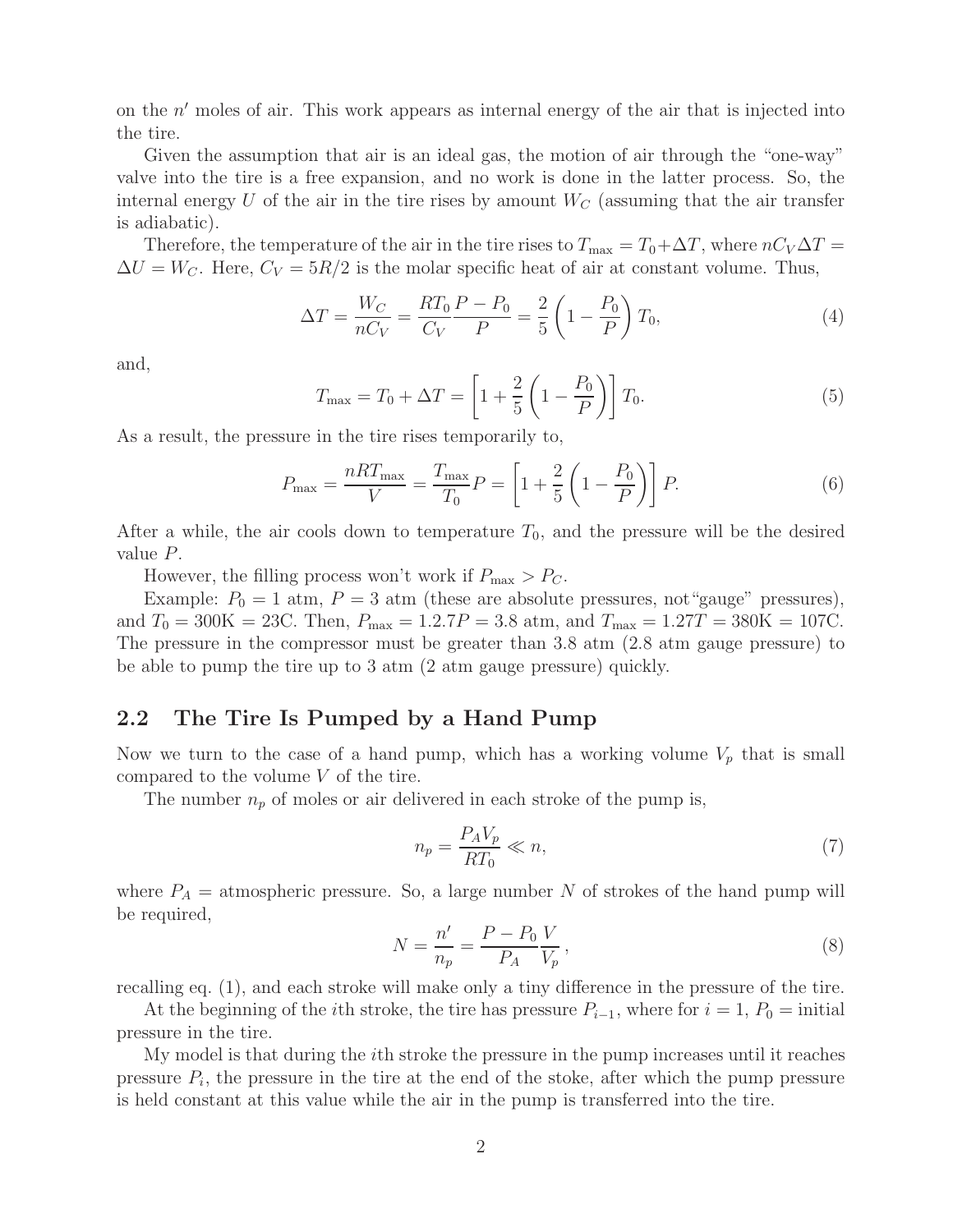on the $n'$ moles of air. This work appears as internal energy of the air that is injected into the tire.

Given the assumption that air is an ideal gas, the motion of air through the "one-way" valve into the tire is a free expansion, and no work is done in the latter process. So, the internal energy $U$ of the air in the tire rises by amount $W_C$ (assuming that the air transfer is adiabatic).

Therefore, the temperature of the air in the tire rises to $T_{\max} = T_0 + \Delta T$, where $nC_V \Delta T = \Delta U = W_C$. Here, $C_V = 5R/2$ is the molar specific heat of air at constant volume. Thus,

$$\Delta T = \frac{W_C}{nC_V} = \frac{RT_0}{C_V}\frac{P - P_0}{P} = \frac{2}{5}\left(1 - \frac{P_0}{P}\right)T_0, \tag{4}$$

and,

$$T_{\max} = T_0 + \Delta T = \left[1 + \frac{2}{5}\left(1 - \frac{P_0}{P}\right)\right]T_0. \tag{5}$$

As a result, the pressure in the tire rises temporarily to,

$$P_{\max} = \frac{nRT_{\max}}{V} = \frac{T_{\max}}{T_0}P = \left[1 + \frac{2}{5}\left(1 - \frac{P_0}{P}\right)\right]P. \tag{6}$$

After a while, the air cools down to temperature $T_0$, and the pressure will be the desired value $P$.

However, the filling process won't work if $P_{\max} > P_C$.

Example: $P_0 = 1$ atm, $P = 3$ atm (these are absolute pressures, not "gauge" pressures), and $T_0 = 300\text{K} = 23\text{C}$. Then, $P_{\max} = 1.2.7P = 3.8$ atm, and $T_{\max} = 1.27T = 380\text{K} = 107\text{C}$. The pressure in the compressor must be greater than 3.8 atm (2.8 atm gauge pressure) to be able to pump the tire up to 3 atm (2 atm gauge pressure) quickly.

## 2.2 The Tire Is Pumped by a Hand Pump

Now we turn to the case of a hand pump, which has a working volume $V_p$ that is small compared to the volume $V$ of the tire.

The number $n_p$ of moles or air delivered in each stroke of the pump is,

$$n_p = \frac{P_A V_p}{RT_0} \ll n, \tag{7}$$

where $P_A$ = atmospheric pressure. So, a large number $N$ of strokes of the hand pump will be required,

$$N = \frac{n'}{n_p} = \frac{P - P_0}{P_A}\frac{V}{V_p}, \tag{8}$$

recalling eq. (1), and each stroke will make only a tiny difference in the pressure of the tire.

At the beginning of the $i$th stroke, the tire has pressure $P_{i-1}$, where for $i = 1$, $P_0$ = initial pressure in the tire.

My model is that during the $i$th stroke the pressure in the pump increases until it reaches pressure $P_i$, the pressure in the tire at the end of the stoke, after which the pump pressure is held constant at this value while the air in the pump is transferred into the tire.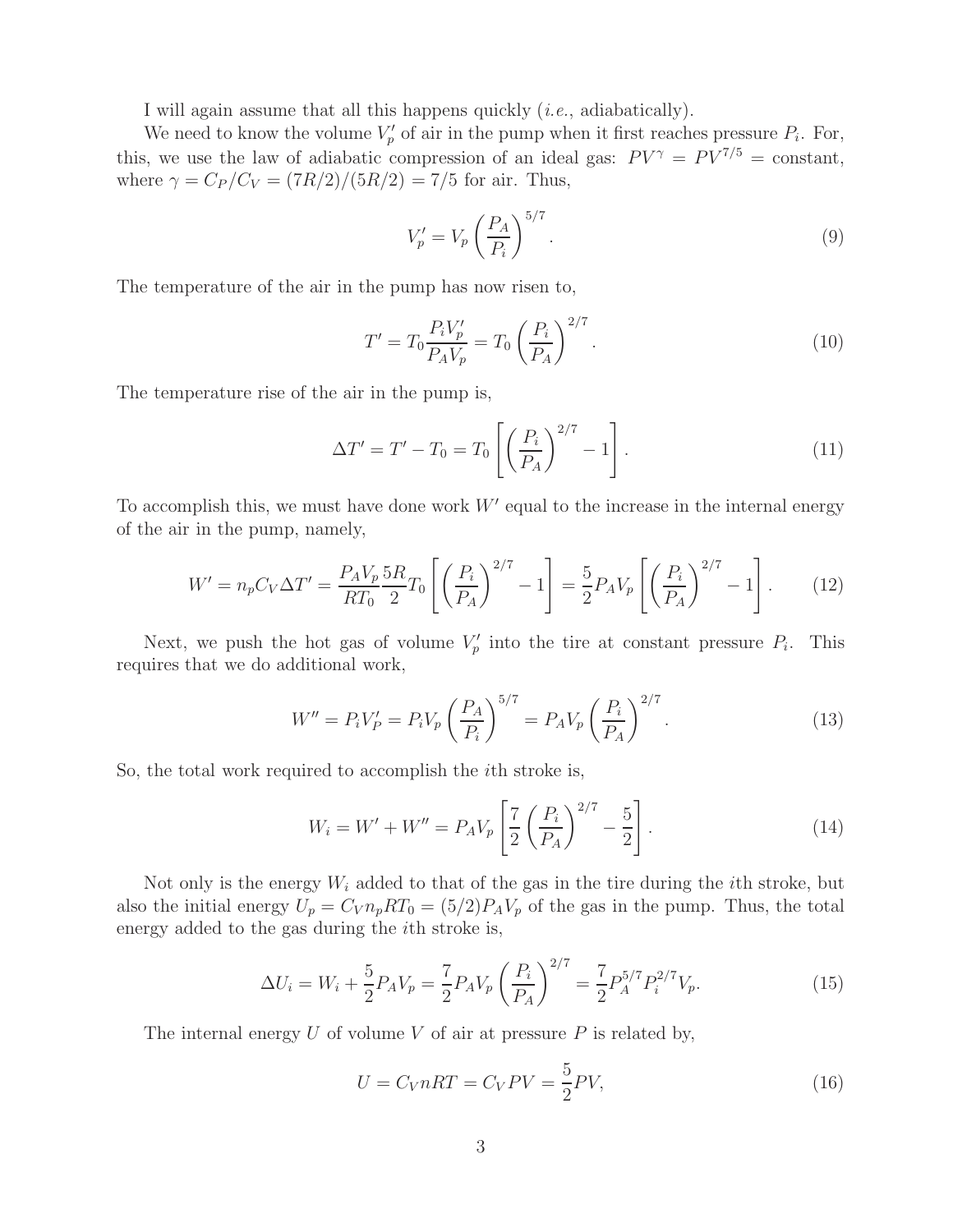I will again assume that all this happens quickly (*i.e.*, adiabatically).

We need to know the volume $V_p'$ of air in the pump when it first reaches pressure $P_i$. For, this, we use the law of adiabatic compression of an ideal gas: $PV^\gamma = PV^{7/5} =$ constant, where $\gamma = C_P/C_V = (7R/2)/(5R/2) = 7/5$ for air. Thus,

$$V_p' = V_p \left(\frac{P_A}{P_i}\right)^{5/7}. \tag{9}$$

The temperature of the air in the pump has now risen to,

$$T' = T_0 \frac{P_i V_p'}{P_A V_p} = T_0 \left(\frac{P_i}{P_A}\right)^{2/7}. \tag{10}$$

The temperature rise of the air in the pump is,

$$\Delta T' = T' - T_0 = T_0 \left[\left(\frac{P_i}{P_A}\right)^{2/7} - 1\right]. \tag{11}$$

To accomplish this, we must have done work $W'$ equal to the increase in the internal energy of the air in the pump, namely,

$$W' = n_p C_V \Delta T' = \frac{P_A V_p}{R T_0} \frac{5R}{2} T_0 \left[\left(\frac{P_i}{P_A}\right)^{2/7} - 1\right] = \frac{5}{2} P_A V_p \left[\left(\frac{P_i}{P_A}\right)^{2/7} - 1\right]. \tag{12}$$

Next, we push the hot gas of volume $V_p'$ into the tire at constant pressure $P_i$. This requires that we do additional work,

$$W'' = P_i V_P' = P_i V_p \left(\frac{P_A}{P_i}\right)^{5/7} = P_A V_p \left(\frac{P_i}{P_A}\right)^{2/7}. \tag{13}$$

So, the total work required to accomplish the $i$th stroke is,

$$W_i = W' + W'' = P_A V_p \left[\frac{7}{2}\left(\frac{P_i}{P_A}\right)^{2/7} - \frac{5}{2}\right]. \tag{14}$$

Not only is the energy $W_i$ added to that of the gas in the tire during the $i$th stroke, but also the initial energy $U_p = C_V n_p R T_0 = (5/2) P_A V_p$ of the gas in the pump. Thus, the total energy added to the gas during the $i$th stroke is,

$$\Delta U_i = W_i + \frac{5}{2} P_A V_p = \frac{7}{2} P_A V_p \left(\frac{P_i}{P_A}\right)^{2/7} = \frac{7}{2} P_A^{5/7} P_i^{2/7} V_p. \tag{15}$$

The internal energy $U$ of volume $V$ of air at pressure $P$ is related by,

$$U = C_V n R T = C_V P V = \frac{5}{2} P V, \tag{16}$$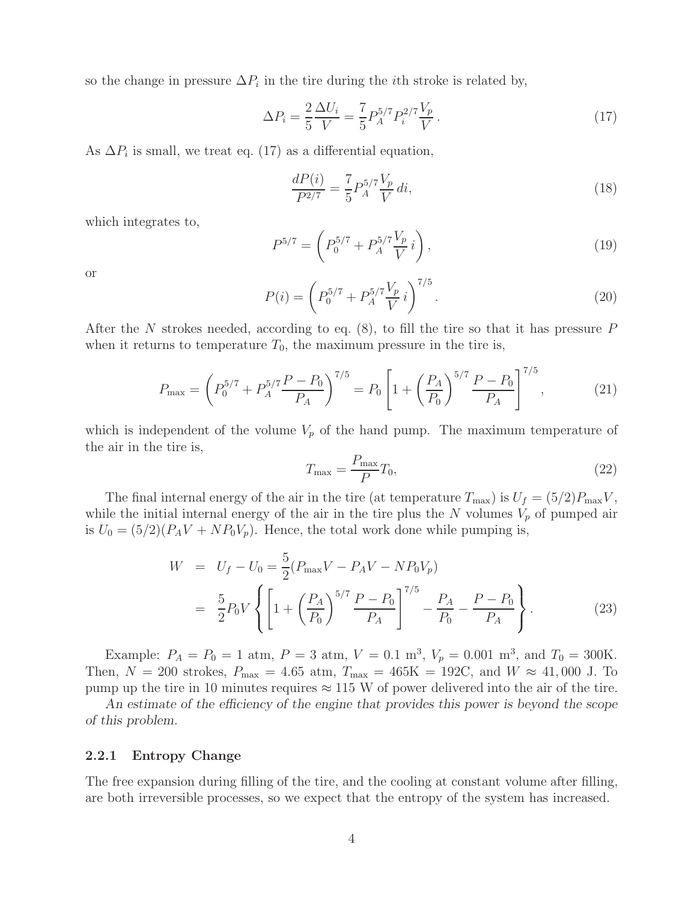so the change in pressure $\Delta P_i$ in the tire during the $i$th stroke is related by,

$$\Delta P_i = \frac{2}{5}\frac{\Delta U_i}{V} = \frac{7}{5} P_A^{5/7} P_i^{2/7} \frac{V_p}{V} \,. \tag{17}$$

As $\Delta P_i$ is small, we treat eq. (17) as a differential equation,

$$\frac{dP(i)}{P^{2/7}} = \frac{7}{5} P_A^{5/7} \frac{V_p}{V}\, di, \tag{18}$$

which integrates to,

$$P^{5/7} = \left( P_0^{5/7} + P_A^{5/7} \frac{V_p}{V}\, i \right), \tag{19}$$

or

$$P(i) = \left( P_0^{5/7} + P_A^{5/7} \frac{V_p}{V}\, i \right)^{7/5} . \tag{20}$$

After the $N$ strokes needed, according to eq. (8), to fill the tire so that it has pressure $P$ when it returns to temperature $T_0$, the maximum pressure in the tire is,

$$P_{\max} = \left( P_0^{5/7} + P_A^{5/7} \frac{P - P_0}{P_A} \right)^{7/5} = P_0 \left[ 1 + \left( \frac{P_A}{P_0} \right)^{5/7} \frac{P - P_0}{P_A} \right]^{7/5} , \tag{21}$$

which is independent of the volume $V_p$ of the hand pump. The maximum temperature of the air in the tire is,

$$T_{\max} = \frac{P_{\max}}{P} T_0, \tag{22}$$

The final internal energy of the air in the tire (at temperature $T_{\max}$) is $U_f = (5/2)P_{\max}V$, while the initial internal energy of the air in the tire plus the $N$ volumes $V_p$ of pumped air is $U_0 = (5/2)(P_A V + N P_0 V_p)$. Hence, the total work done while pumping is,

$$\begin{aligned} W &= U_f - U_0 = \frac{5}{2}(P_{\max}V - P_A V - N P_0 V_p) \\ &= \frac{5}{2} P_0 V \left\{ \left[ 1 + \left( \frac{P_A}{P_0} \right)^{5/7} \frac{P - P_0}{P_A} \right]^{7/5} - \frac{P_A}{P_0} - \frac{P - P_0}{P_A} \right\} . \end{aligned} \tag{23}$$

Example: $P_A = P_0 = 1$ atm, $P = 3$ atm, $V = 0.1$ m$^3$, $V_p = 0.001$ m$^3$, and $T_0 = 300$K. Then, $N = 200$ strokes, $P_{\max} = 4.65$ atm, $T_{\max} = 465$K $= 192$C, and $W \approx 41,000$ J. To pump up the tire in 10 minutes requires $\approx 115$ W of power delivered into the air of the tire.

*An estimate of the efficiency of the engine that provides this power is beyond the scope of this problem.*

### 2.2.1 Entropy Change

The free expansion during filling of the tire, and the cooling at constant volume after filling, are both irreversible processes, so we expect that the entropy of the system has increased.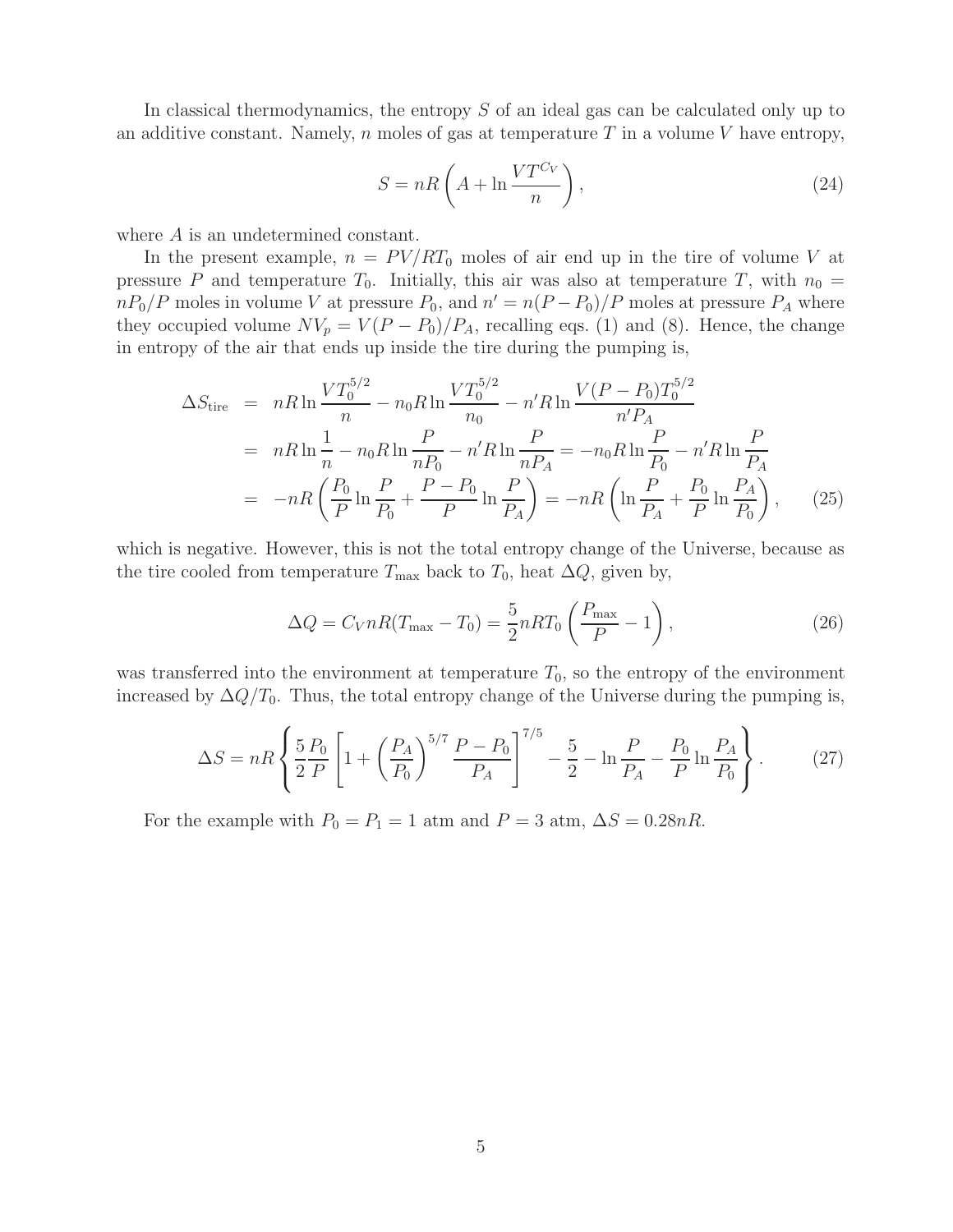In classical thermodynamics, the entropy $S$ of an ideal gas can be calculated only up to an additive constant. Namely, $n$ moles of gas at temperature $T$ in a volume $V$ have entropy,

$$S = nR\left(A + \ln \frac{VT^{C_V}}{n}\right), \tag{24}$$

where $A$ is an undetermined constant.

In the present example, $n = PV/RT_0$ moles of air end up in the tire of volume $V$ at pressure $P$ and temperature $T_0$. Initially, this air was also at temperature $T$, with $n_0 = nP_0/P$ moles in volume $V$ at pressure $P_0$, and $n' = n(P - P_0)/P$ moles at pressure $P_A$ where they occupied volume $NV_p = V(P - P_0)/P_A$, recalling eqs. (1) and (8). Hence, the change in entropy of the air that ends up inside the tire during the pumping is,

$$\begin{aligned}
\Delta S_{\rm tire} &= nR\ln\frac{VT_0^{5/2}}{n} - n_0R\ln\frac{VT_0^{5/2}}{n_0} - n'R\ln\frac{V(P-P_0)T_0^{5/2}}{n'P_A} \\
&= nR\ln\frac{1}{n} - n_0R\ln\frac{P}{nP_0} - n'R\ln\frac{P}{nP_A} = -n_0R\ln\frac{P}{P_0} - n'R\ln\frac{P}{P_A} \\
&= -nR\left(\frac{P_0}{P}\ln\frac{P}{P_0} + \frac{P-P_0}{P}\ln\frac{P}{P_A}\right) = -nR\left(\ln\frac{P}{P_A} + \frac{P_0}{P}\ln\frac{P_A}{P_0}\right),
\end{aligned} \tag{25}$$

which is negative. However, this is not the total entropy change of the Universe, because as the tire cooled from temperature $T_{\max}$ back to $T_0$, heat $\Delta Q$, given by,

$$\Delta Q = C_V nR(T_{\max} - T_0) = \frac{5}{2}nRT_0\left(\frac{P_{\max}}{P} - 1\right), \tag{26}$$

was transferred into the environment at temperature $T_0$, so the entropy of the environment increased by $\Delta Q/T_0$. Thus, the total entropy change of the Universe during the pumping is,

$$\Delta S = nR\left\{\frac{5}{2}\frac{P_0}{P}\left[1 + \left(\frac{P_A}{P_0}\right)^{5/7}\frac{P-P_0}{P_A}\right]^{7/5} - \frac{5}{2} - \ln\frac{P}{P_A} - \frac{P_0}{P}\ln\frac{P_A}{P_0}\right\}. \tag{27}$$

For the example with $P_0 = P_1 = 1$ atm and $P = 3$ atm, $\Delta S = 0.28nR$.